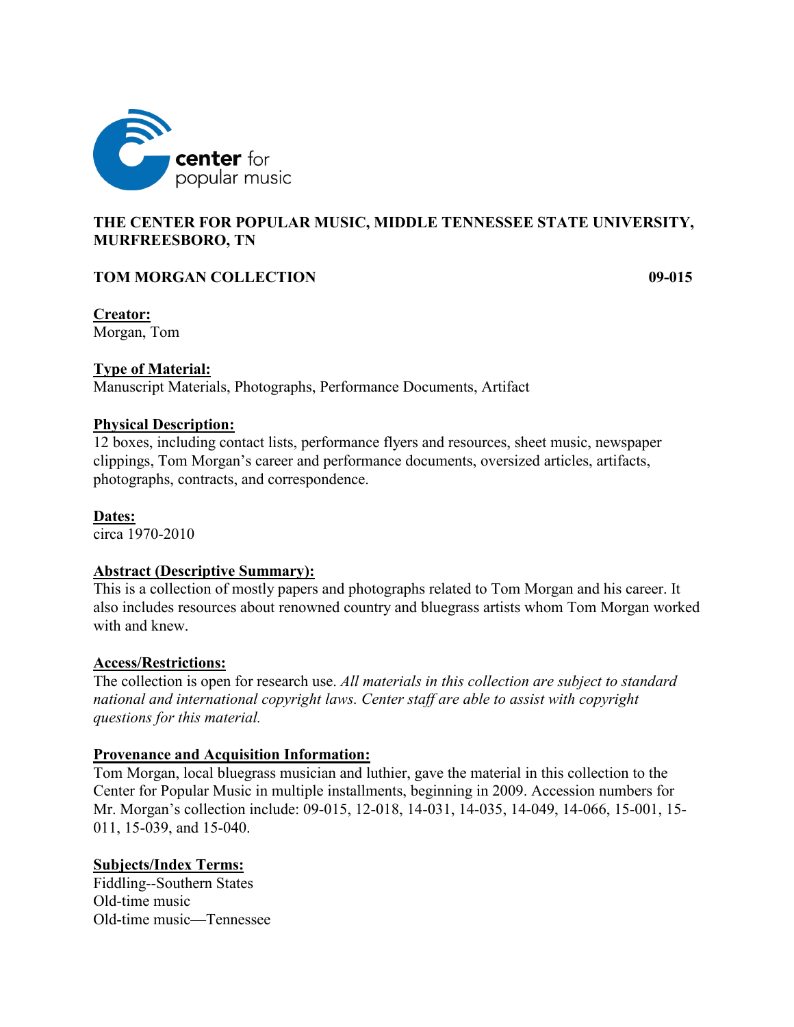center for popular music

**THE CENTER FOR POPULAR MUSIC, MIDDLE TENNESSEE STATE UNIVERSITY, MURFREESBORO, TN**

**TOM MORGAN COLLECTION 09-015**

**Creator:**
Morgan, Tom

**Type of Material:**
Manuscript Materials, Photographs, Performance Documents, Artifact

**Physical Description:**
12 boxes, including contact lists, performance flyers and resources, sheet music, newspaper clippings, Tom Morgan's career and performance documents, oversized articles, artifacts, photographs, contracts, and correspondence.

**Dates:**
circa 1970-2010

**Abstract (Descriptive Summary):**
This is a collection of mostly papers and photographs related to Tom Morgan and his career. It also includes resources about renowned country and bluegrass artists whom Tom Morgan worked with and knew.

**Access/Restrictions:**
The collection is open for research use. *All materials in this collection are subject to standard national and international copyright laws. Center staff are able to assist with copyright questions for this material.*

**Provenance and Acquisition Information:**
Tom Morgan, local bluegrass musician and luthier, gave the material in this collection to the Center for Popular Music in multiple installments, beginning in 2009. Accession numbers for Mr. Morgan's collection include: 09-015, 12-018, 14-031, 14-035, 14-049, 14-066, 15-001, 15-011, 15-039, and 15-040.

**Subjects/Index Terms:**
Fiddling--Southern States
Old-time music
Old-time music—Tennessee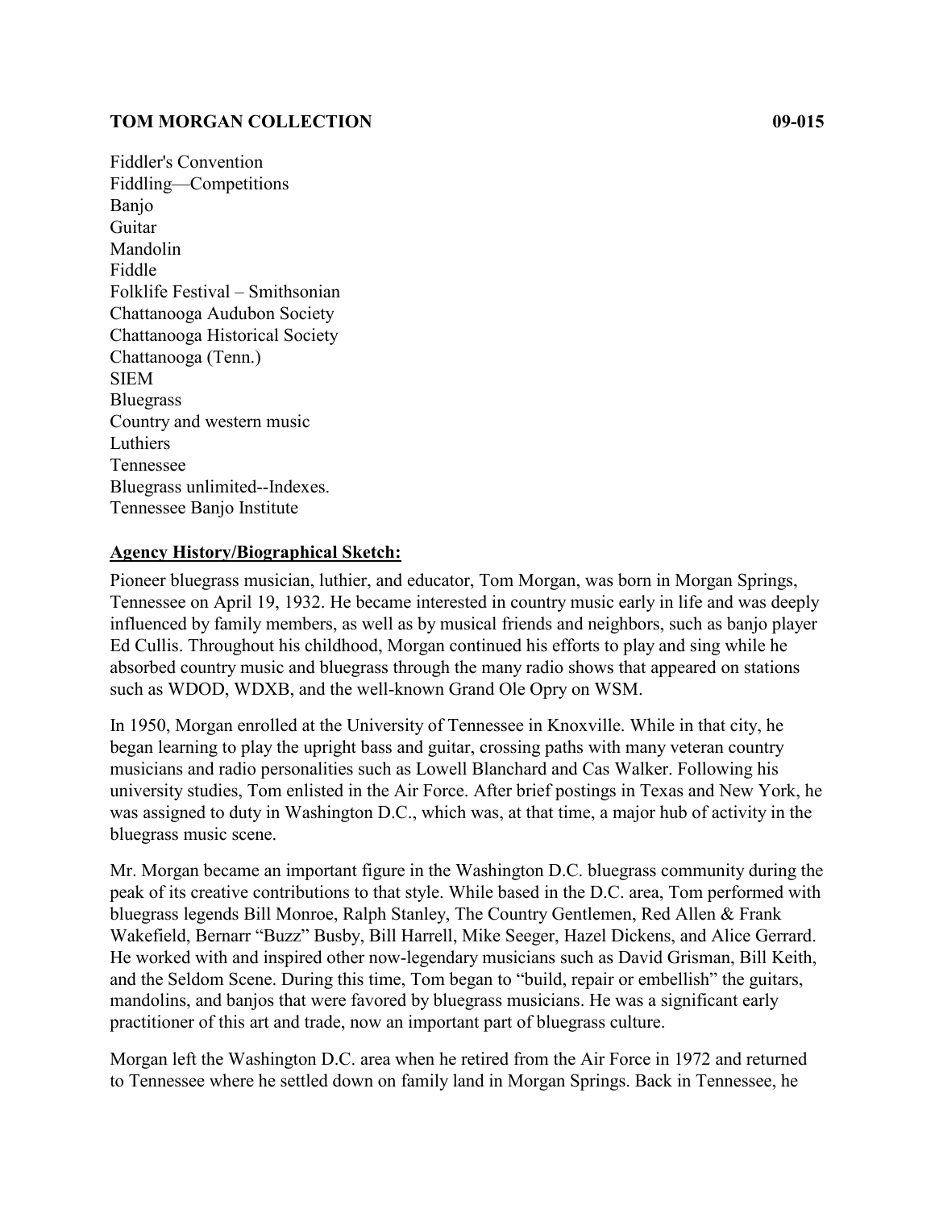**TOM MORGAN COLLECTION 09-015**

Fiddler's Convention
Fiddling—Competitions
Banjo
Guitar
Mandolin
Fiddle
Folklife Festival – Smithsonian
Chattanooga Audubon Society
Chattanooga Historical Society
Chattanooga (Tenn.)
SIEM
Bluegrass
Country and western music
Luthiers
Tennessee
Bluegrass unlimited--Indexes.
Tennessee Banjo Institute

## Agency History/Biographical Sketch:

Pioneer bluegrass musician, luthier, and educator, Tom Morgan, was born in Morgan Springs, Tennessee on April 19, 1932. He became interested in country music early in life and was deeply influenced by family members, as well as by musical friends and neighbors, such as banjo player Ed Cullis. Throughout his childhood, Morgan continued his efforts to play and sing while he absorbed country music and bluegrass through the many radio shows that appeared on stations such as WDOD, WDXB, and the well-known Grand Ole Opry on WSM.

In 1950, Morgan enrolled at the University of Tennessee in Knoxville. While in that city, he began learning to play the upright bass and guitar, crossing paths with many veteran country musicians and radio personalities such as Lowell Blanchard and Cas Walker. Following his university studies, Tom enlisted in the Air Force. After brief postings in Texas and New York, he was assigned to duty in Washington D.C., which was, at that time, a major hub of activity in the bluegrass music scene.

Mr. Morgan became an important figure in the Washington D.C. bluegrass community during the peak of its creative contributions to that style. While based in the D.C. area, Tom performed with bluegrass legends Bill Monroe, Ralph Stanley, The Country Gentlemen, Red Allen & Frank Wakefield, Bernarr "Buzz" Busby, Bill Harrell, Mike Seeger, Hazel Dickens, and Alice Gerrard. He worked with and inspired other now-legendary musicians such as David Grisman, Bill Keith, and the Seldom Scene. During this time, Tom began to "build, repair or embellish" the guitars, mandolins, and banjos that were favored by bluegrass musicians. He was a significant early practitioner of this art and trade, now an important part of bluegrass culture.

Morgan left the Washington D.C. area when he retired from the Air Force in 1972 and returned to Tennessee where he settled down on family land in Morgan Springs. Back in Tennessee, he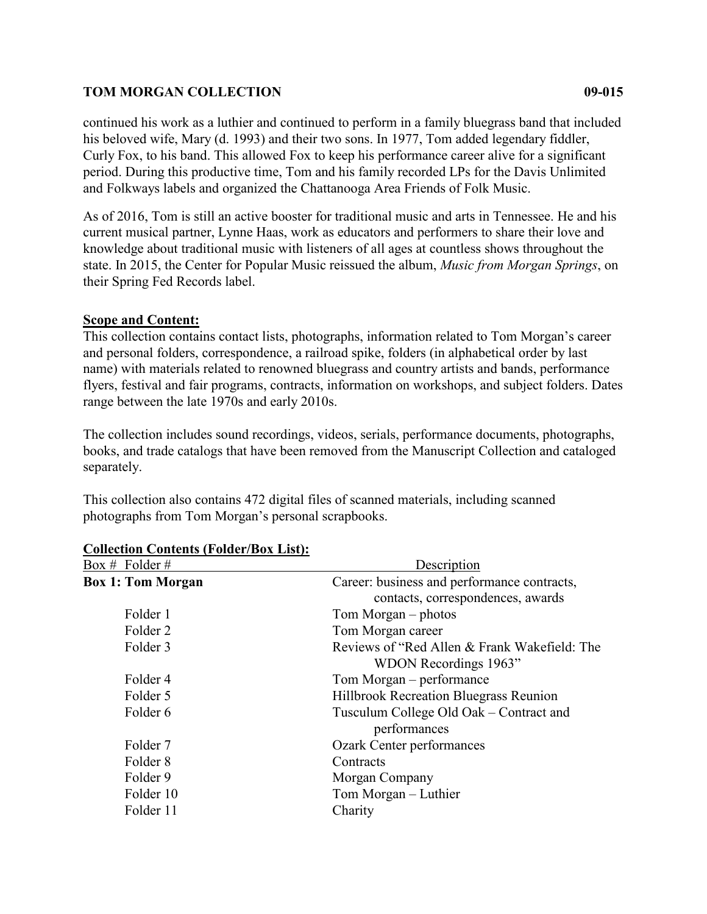continued his work as a luthier and continued to perform in a family bluegrass band that included his beloved wife, Mary (d. 1993) and their two sons. In 1977, Tom added legendary fiddler, Curly Fox, to his band. This allowed Fox to keep his performance career alive for a significant period. During this productive time, Tom and his family recorded LPs for the Davis Unlimited and Folkways labels and organized the Chattanooga Area Friends of Folk Music.

As of 2016, Tom is still an active booster for traditional music and arts in Tennessee. He and his current musical partner, Lynne Haas, work as educators and performers to share their love and knowledge about traditional music with listeners of all ages at countless shows throughout the state. In 2015, the Center for Popular Music reissued the album, *Music from Morgan Springs*, on their Spring Fed Records label.

**Scope and Content:**

This collection contains contact lists, photographs, information related to Tom Morgan's career and personal folders, correspondence, a railroad spike, folders (in alphabetical order by last name) with materials related to renowned bluegrass and country artists and bands, performance flyers, festival and fair programs, contracts, information on workshops, and subject folders. Dates range between the late 1970s and early 2010s.

The collection includes sound recordings, videos, serials, performance documents, photographs, books, and trade catalogs that have been removed from the Manuscript Collection and cataloged separately.

This collection also contains 472 digital files of scanned materials, including scanned photographs from Tom Morgan's personal scrapbooks.

**Collection Contents (Folder/Box List):**

| Box # Folder # | Description |
|---|---|
| **Box 1: Tom Morgan** | Career: business and performance contracts, contacts, correspondences, awards |
| Folder 1 | Tom Morgan – photos |
| Folder 2 | Tom Morgan career |
| Folder 3 | Reviews of "Red Allen & Frank Wakefield: The WDON Recordings 1963" |
| Folder 4 | Tom Morgan – performance |
| Folder 5 | Hillbrook Recreation Bluegrass Reunion |
| Folder 6 | Tusculum College Old Oak – Contract and performances |
| Folder 7 | Ozark Center performances |
| Folder 8 | Contracts |
| Folder 9 | Morgan Company |
| Folder 10 | Tom Morgan – Luthier |
| Folder 11 | Charity |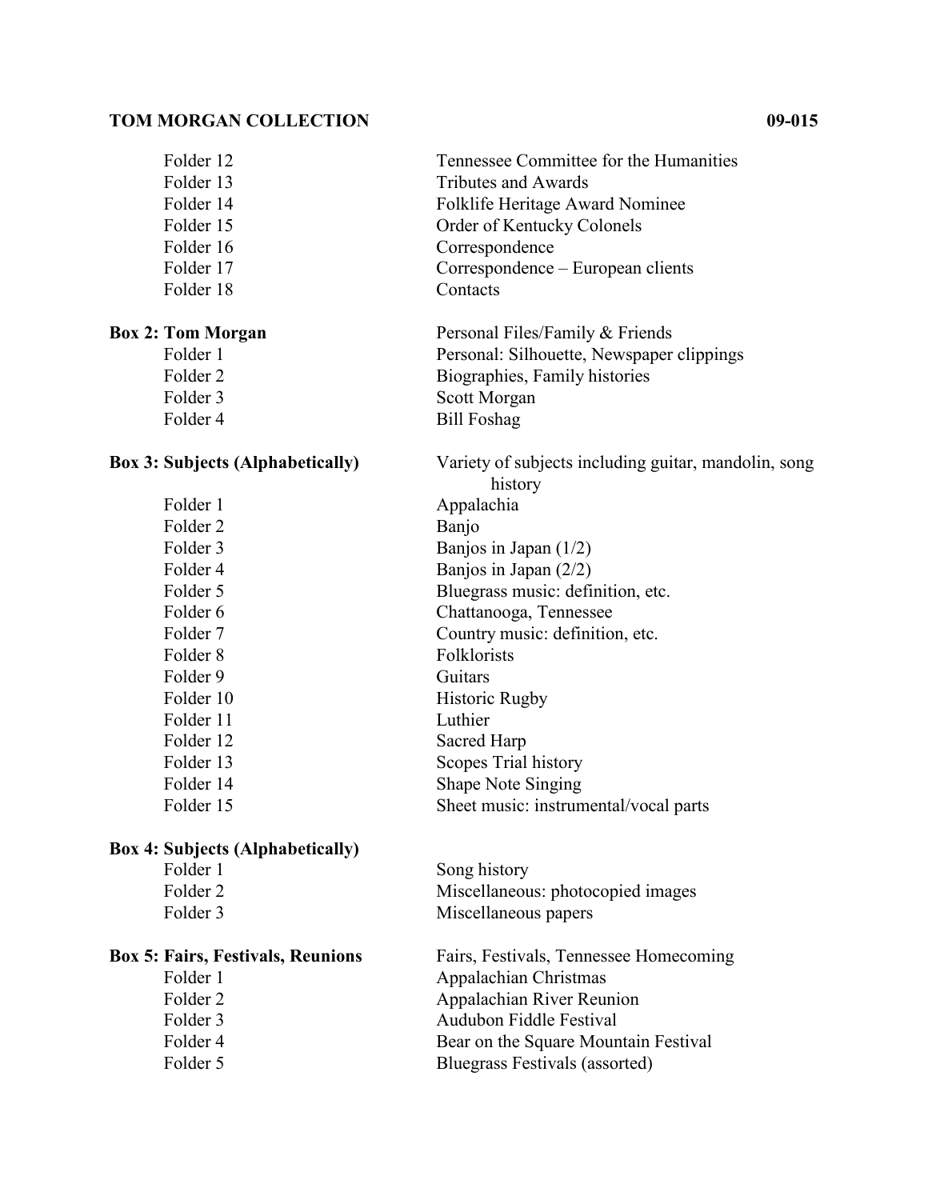| | |
|---|---|
| Folder 12 | Tennessee Committee for the Humanities |
| Folder 13 | Tributes and Awards |
| Folder 14 | Folklife Heritage Award Nominee |
| Folder 15 | Order of Kentucky Colonels |
| Folder 16 | Correspondence |
| Folder 17 | Correspondence – European clients |
| Folder 18 | Contacts |
| **Box 2: Tom Morgan** | Personal Files/Family & Friends |
| Folder 1 | Personal: Silhouette, Newspaper clippings |
| Folder 2 | Biographies, Family histories |
| Folder 3 | Scott Morgan |
| Folder 4 | Bill Foshag |
| **Box 3: Subjects (Alphabetically)** | Variety of subjects including guitar, mandolin, song history |
| Folder 1 | Appalachia |
| Folder 2 | Banjo |
| Folder 3 | Banjos in Japan (1/2) |
| Folder 4 | Banjos in Japan (2/2) |
| Folder 5 | Bluegrass music: definition, etc. |
| Folder 6 | Chattanooga, Tennessee |
| Folder 7 | Country music: definition, etc. |
| Folder 8 | Folklorists |
| Folder 9 | Guitars |
| Folder 10 | Historic Rugby |
| Folder 11 | Luthier |
| Folder 12 | Sacred Harp |
| Folder 13 | Scopes Trial history |
| Folder 14 | Shape Note Singing |
| Folder 15 | Sheet music: instrumental/vocal parts |
| **Box 4: Subjects (Alphabetically)** | |
| Folder 1 | Song history |
| Folder 2 | Miscellaneous: photocopied images |
| Folder 3 | Miscellaneous papers |
| **Box 5: Fairs, Festivals, Reunions** | Fairs, Festivals, Tennessee Homecoming |
| Folder 1 | Appalachian Christmas |
| Folder 2 | Appalachian River Reunion |
| Folder 3 | Audubon Fiddle Festival |
| Folder 4 | Bear on the Square Mountain Festival |
| Folder 5 | Bluegrass Festivals (assorted) |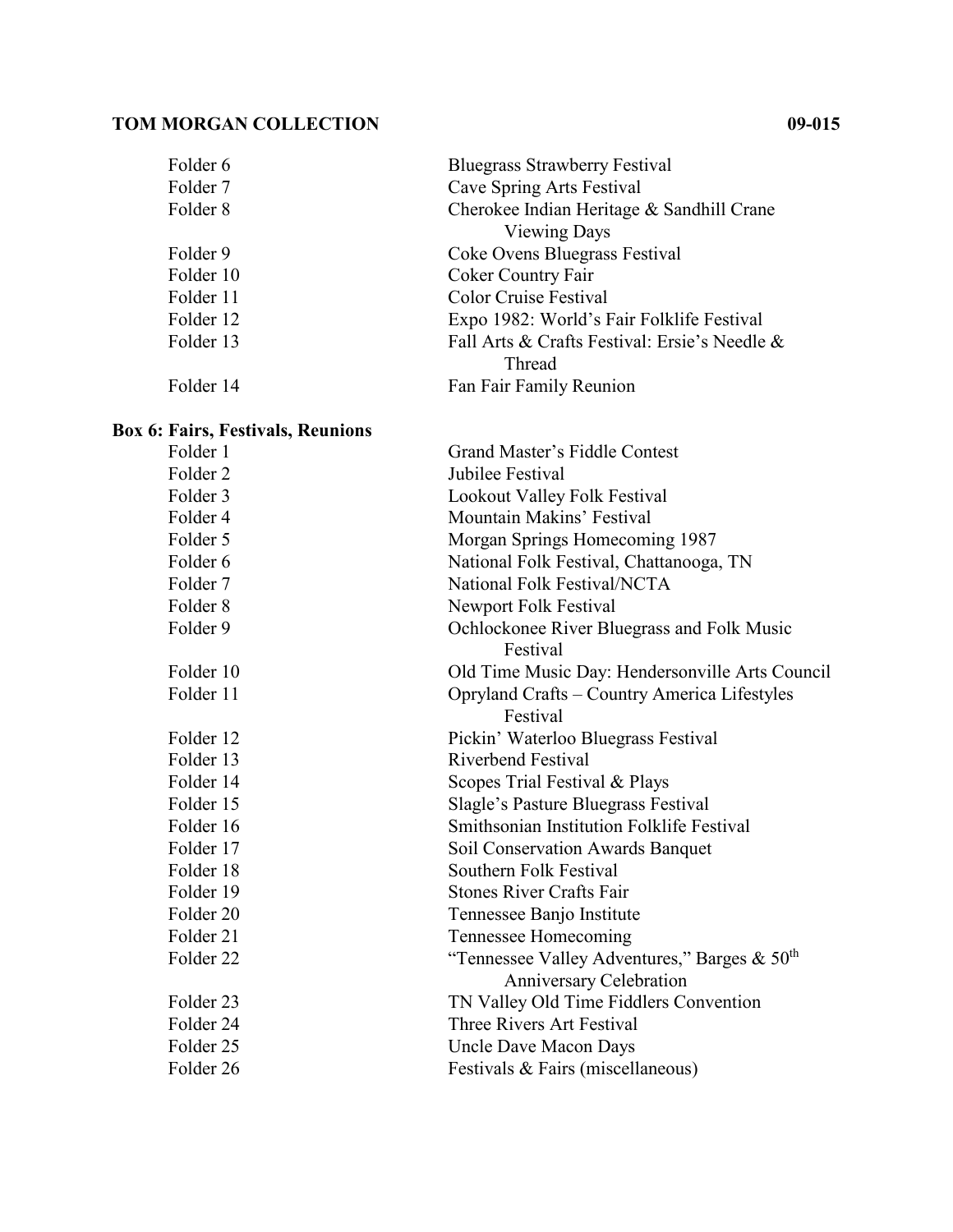| | |
|---|---|
| Folder 6 | Bluegrass Strawberry Festival |
| Folder 7 | Cave Spring Arts Festival |
| Folder 8 | Cherokee Indian Heritage & Sandhill Crane Viewing Days |
| Folder 9 | Coke Ovens Bluegrass Festival |
| Folder 10 | Coker Country Fair |
| Folder 11 | Color Cruise Festival |
| Folder 12 | Expo 1982: World's Fair Folklife Festival |
| Folder 13 | Fall Arts & Crafts Festival: Ersie's Needle & Thread |
| Folder 14 | Fan Fair Family Reunion |

**Box 6: Fairs, Festivals, Reunions**

| | |
|---|---|
| Folder 1 | Grand Master's Fiddle Contest |
| Folder 2 | Jubilee Festival |
| Folder 3 | Lookout Valley Folk Festival |
| Folder 4 | Mountain Makins' Festival |
| Folder 5 | Morgan Springs Homecoming 1987 |
| Folder 6 | National Folk Festival, Chattanooga, TN |
| Folder 7 | National Folk Festival/NCTA |
| Folder 8 | Newport Folk Festival |
| Folder 9 | Ochlockonee River Bluegrass and Folk Music Festival |
| Folder 10 | Old Time Music Day: Hendersonville Arts Council |
| Folder 11 | Opryland Crafts – Country America Lifestyles Festival |
| Folder 12 | Pickin' Waterloo Bluegrass Festival |
| Folder 13 | Riverbend Festival |
| Folder 14 | Scopes Trial Festival & Plays |
| Folder 15 | Slagle's Pasture Bluegrass Festival |
| Folder 16 | Smithsonian Institution Folklife Festival |
| Folder 17 | Soil Conservation Awards Banquet |
| Folder 18 | Southern Folk Festival |
| Folder 19 | Stones River Crafts Fair |
| Folder 20 | Tennessee Banjo Institute |
| Folder 21 | Tennessee Homecoming |
| Folder 22 | "Tennessee Valley Adventures," Barges & 50th Anniversary Celebration |
| Folder 23 | TN Valley Old Time Fiddlers Convention |
| Folder 24 | Three Rivers Art Festival |
| Folder 25 | Uncle Dave Macon Days |
| Folder 26 | Festivals & Fairs (miscellaneous) |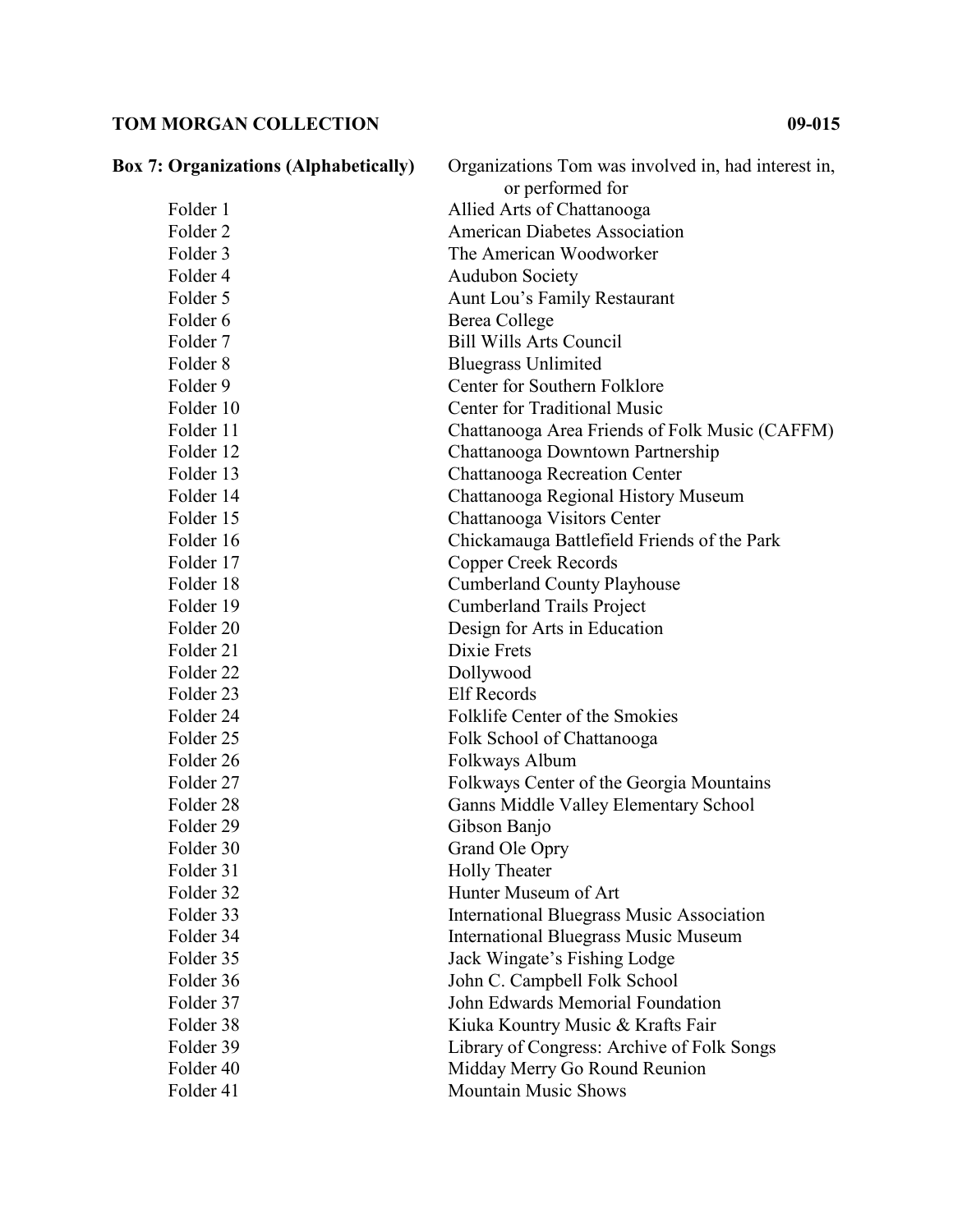**TOM MORGAN COLLECTION** 09-015

| **Box 7: Organizations (Alphabetically)** | Organizations Tom was involved in, had interest in, or performed for |
| --- | --- |
| Folder 1 | Allied Arts of Chattanooga |
| Folder 2 | American Diabetes Association |
| Folder 3 | The American Woodworker |
| Folder 4 | Audubon Society |
| Folder 5 | Aunt Lou's Family Restaurant |
| Folder 6 | Berea College |
| Folder 7 | Bill Wills Arts Council |
| Folder 8 | Bluegrass Unlimited |
| Folder 9 | Center for Southern Folklore |
| Folder 10 | Center for Traditional Music |
| Folder 11 | Chattanooga Area Friends of Folk Music (CAFFM) |
| Folder 12 | Chattanooga Downtown Partnership |
| Folder 13 | Chattanooga Recreation Center |
| Folder 14 | Chattanooga Regional History Museum |
| Folder 15 | Chattanooga Visitors Center |
| Folder 16 | Chickamauga Battlefield Friends of the Park |
| Folder 17 | Copper Creek Records |
| Folder 18 | Cumberland County Playhouse |
| Folder 19 | Cumberland Trails Project |
| Folder 20 | Design for Arts in Education |
| Folder 21 | Dixie Frets |
| Folder 22 | Dollywood |
| Folder 23 | Elf Records |
| Folder 24 | Folklife Center of the Smokies |
| Folder 25 | Folk School of Chattanooga |
| Folder 26 | Folkways Album |
| Folder 27 | Folkways Center of the Georgia Mountains |
| Folder 28 | Ganns Middle Valley Elementary School |
| Folder 29 | Gibson Banjo |
| Folder 30 | Grand Ole Opry |
| Folder 31 | Holly Theater |
| Folder 32 | Hunter Museum of Art |
| Folder 33 | International Bluegrass Music Association |
| Folder 34 | International Bluegrass Music Museum |
| Folder 35 | Jack Wingate's Fishing Lodge |
| Folder 36 | John C. Campbell Folk School |
| Folder 37 | John Edwards Memorial Foundation |
| Folder 38 | Kiuka Kountry Music & Krafts Fair |
| Folder 39 | Library of Congress: Archive of Folk Songs |
| Folder 40 | Midday Merry Go Round Reunion |
| Folder 41 | Mountain Music Shows |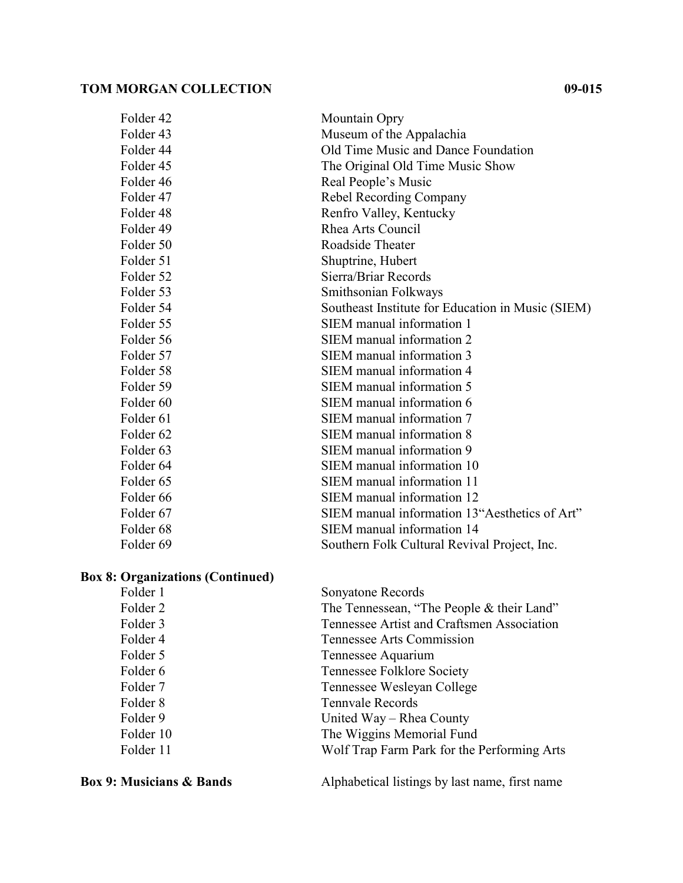| | |
|---|---|
| Folder 42 | Mountain Opry |
| Folder 43 | Museum of the Appalachia |
| Folder 44 | Old Time Music and Dance Foundation |
| Folder 45 | The Original Old Time Music Show |
| Folder 46 | Real People's Music |
| Folder 47 | Rebel Recording Company |
| Folder 48 | Renfro Valley, Kentucky |
| Folder 49 | Rhea Arts Council |
| Folder 50 | Roadside Theater |
| Folder 51 | Shuptrine, Hubert |
| Folder 52 | Sierra/Briar Records |
| Folder 53 | Smithsonian Folkways |
| Folder 54 | Southeast Institute for Education in Music (SIEM) |
| Folder 55 | SIEM manual information 1 |
| Folder 56 | SIEM manual information 2 |
| Folder 57 | SIEM manual information 3 |
| Folder 58 | SIEM manual information 4 |
| Folder 59 | SIEM manual information 5 |
| Folder 60 | SIEM manual information 6 |
| Folder 61 | SIEM manual information 7 |
| Folder 62 | SIEM manual information 8 |
| Folder 63 | SIEM manual information 9 |
| Folder 64 | SIEM manual information 10 |
| Folder 65 | SIEM manual information 11 |
| Folder 66 | SIEM manual information 12 |
| Folder 67 | SIEM manual information 13"Aesthetics of Art" |
| Folder 68 | SIEM manual information 14 |
| Folder 69 | Southern Folk Cultural Revival Project, Inc. |

**Box 8: Organizations (Continued)**

| | |
|---|---|
| Folder 1 | Sonyatone Records |
| Folder 2 | The Tennessean, "The People & their Land" |
| Folder 3 | Tennessee Artist and Craftsmen Association |
| Folder 4 | Tennessee Arts Commission |
| Folder 5 | Tennessee Aquarium |
| Folder 6 | Tennessee Folklore Society |
| Folder 7 | Tennessee Wesleyan College |
| Folder 8 | Tennvale Records |
| Folder 9 | United Way – Rhea County |
| Folder 10 | The Wiggins Memorial Fund |
| Folder 11 | Wolf Trap Farm Park for the Performing Arts |

**Box 9: Musicians & Bands** Alphabetical listings by last name, first name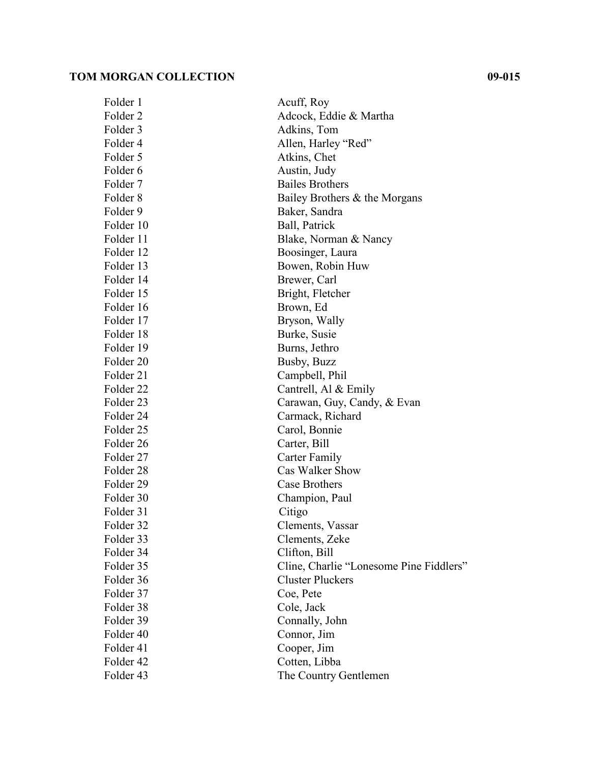**TOM MORGAN COLLECTION** **09-015**

| | |
|---|---|
| Folder 1 | Acuff, Roy |
| Folder 2 | Adcock, Eddie & Martha |
| Folder 3 | Adkins, Tom |
| Folder 4 | Allen, Harley "Red" |
| Folder 5 | Atkins, Chet |
| Folder 6 | Austin, Judy |
| Folder 7 | Bailes Brothers |
| Folder 8 | Bailey Brothers & the Morgans |
| Folder 9 | Baker, Sandra |
| Folder 10 | Ball, Patrick |
| Folder 11 | Blake, Norman & Nancy |
| Folder 12 | Boosinger, Laura |
| Folder 13 | Bowen, Robin Huw |
| Folder 14 | Brewer, Carl |
| Folder 15 | Bright, Fletcher |
| Folder 16 | Brown, Ed |
| Folder 17 | Bryson, Wally |
| Folder 18 | Burke, Susie |
| Folder 19 | Burns, Jethro |
| Folder 20 | Busby, Buzz |
| Folder 21 | Campbell, Phil |
| Folder 22 | Cantrell, Al & Emily |
| Folder 23 | Carawan, Guy, Candy, & Evan |
| Folder 24 | Carmack, Richard |
| Folder 25 | Carol, Bonnie |
| Folder 26 | Carter, Bill |
| Folder 27 | Carter Family |
| Folder 28 | Cas Walker Show |
| Folder 29 | Case Brothers |
| Folder 30 | Champion, Paul |
| Folder 31 | Citigo |
| Folder 32 | Clements, Vassar |
| Folder 33 | Clements, Zeke |
| Folder 34 | Clifton, Bill |
| Folder 35 | Cline, Charlie "Lonesome Pine Fiddlers" |
| Folder 36 | Cluster Pluckers |
| Folder 37 | Coe, Pete |
| Folder 38 | Cole, Jack |
| Folder 39 | Connally, John |
| Folder 40 | Connor, Jim |
| Folder 41 | Cooper, Jim |
| Folder 42 | Cotten, Libba |
| Folder 43 | The Country Gentlemen |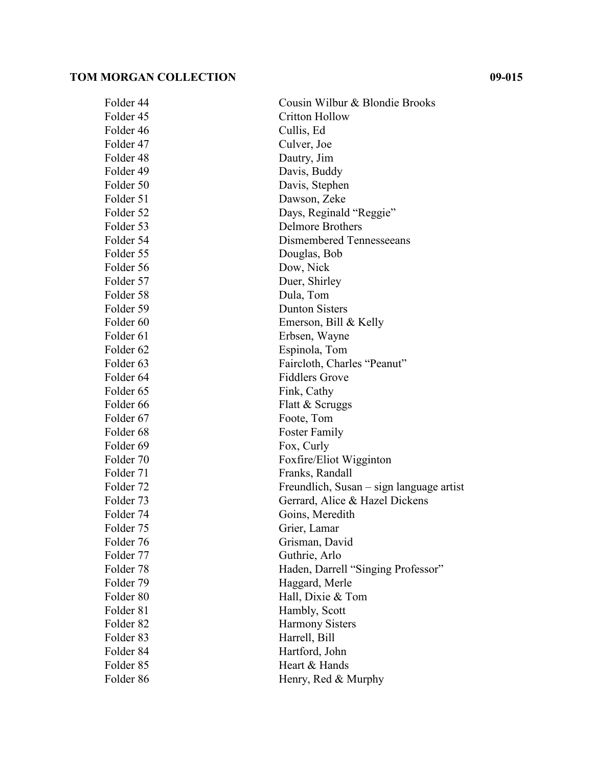| | |
|---|---|
| Folder 44 | Cousin Wilbur & Blondie Brooks |
| Folder 45 | Critton Hollow |
| Folder 46 | Cullis, Ed |
| Folder 47 | Culver, Joe |
| Folder 48 | Dautry, Jim |
| Folder 49 | Davis, Buddy |
| Folder 50 | Davis, Stephen |
| Folder 51 | Dawson, Zeke |
| Folder 52 | Days, Reginald "Reggie" |
| Folder 53 | Delmore Brothers |
| Folder 54 | Dismembered Tennesseeans |
| Folder 55 | Douglas, Bob |
| Folder 56 | Dow, Nick |
| Folder 57 | Duer, Shirley |
| Folder 58 | Dula, Tom |
| Folder 59 | Dunton Sisters |
| Folder 60 | Emerson, Bill & Kelly |
| Folder 61 | Erbsen, Wayne |
| Folder 62 | Espinola, Tom |
| Folder 63 | Faircloth, Charles "Peanut" |
| Folder 64 | Fiddlers Grove |
| Folder 65 | Fink, Cathy |
| Folder 66 | Flatt & Scruggs |
| Folder 67 | Foote, Tom |
| Folder 68 | Foster Family |
| Folder 69 | Fox, Curly |
| Folder 70 | Foxfire/Eliot Wigginton |
| Folder 71 | Franks, Randall |
| Folder 72 | Freundlich, Susan – sign language artist |
| Folder 73 | Gerrard, Alice & Hazel Dickens |
| Folder 74 | Goins, Meredith |
| Folder 75 | Grier, Lamar |
| Folder 76 | Grisman, David |
| Folder 77 | Guthrie, Arlo |
| Folder 78 | Haden, Darrell "Singing Professor" |
| Folder 79 | Haggard, Merle |
| Folder 80 | Hall, Dixie & Tom |
| Folder 81 | Hambly, Scott |
| Folder 82 | Harmony Sisters |
| Folder 83 | Harrell, Bill |
| Folder 84 | Hartford, John |
| Folder 85 | Heart & Hands |
| Folder 86 | Henry, Red & Murphy |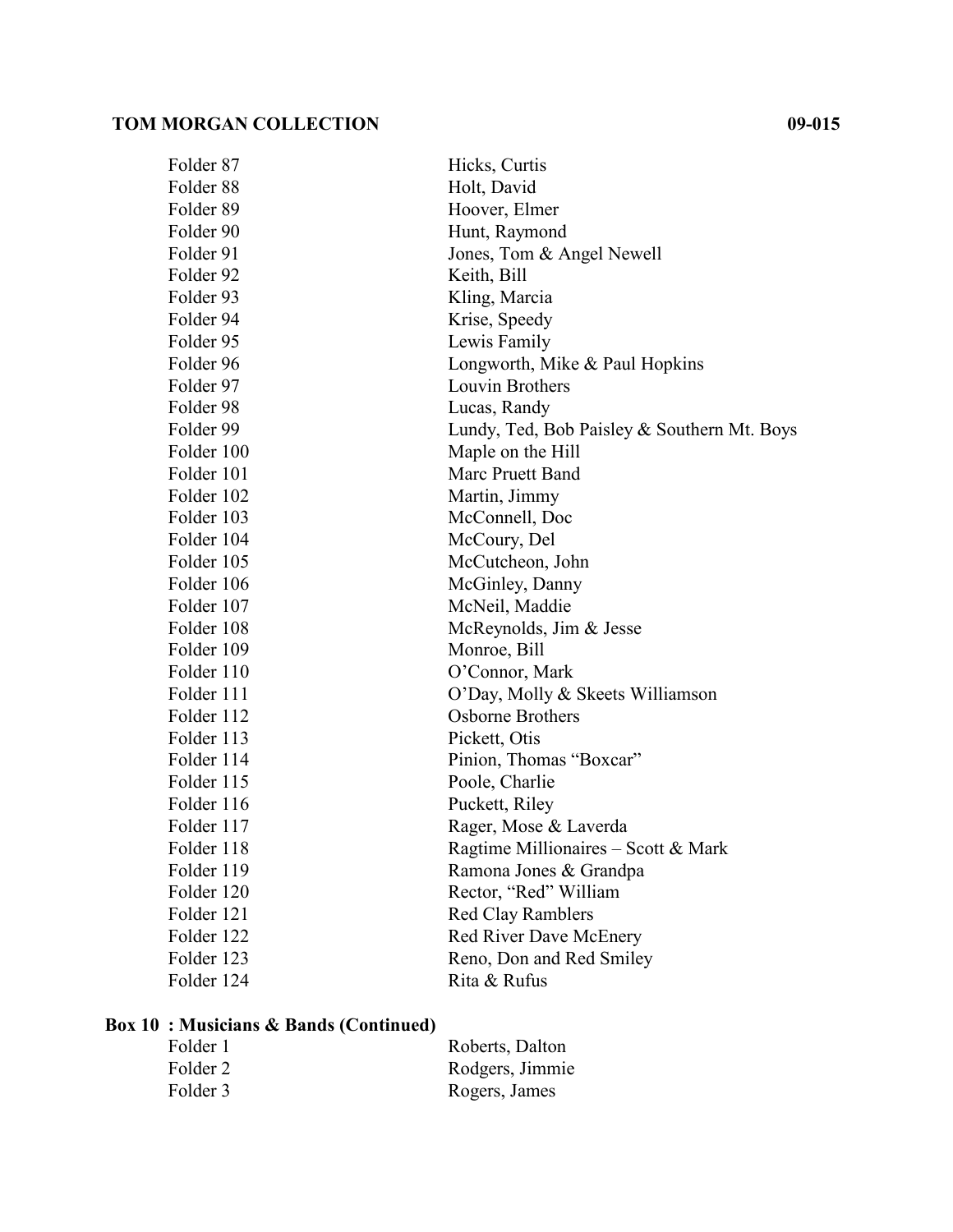| | |
|---|---|
| Folder 87 | Hicks, Curtis |
| Folder 88 | Holt, David |
| Folder 89 | Hoover, Elmer |
| Folder 90 | Hunt, Raymond |
| Folder 91 | Jones, Tom & Angel Newell |
| Folder 92 | Keith, Bill |
| Folder 93 | Kling, Marcia |
| Folder 94 | Krise, Speedy |
| Folder 95 | Lewis Family |
| Folder 96 | Longworth, Mike & Paul Hopkins |
| Folder 97 | Louvin Brothers |
| Folder 98 | Lucas, Randy |
| Folder 99 | Lundy, Ted, Bob Paisley & Southern Mt. Boys |
| Folder 100 | Maple on the Hill |
| Folder 101 | Marc Pruett Band |
| Folder 102 | Martin, Jimmy |
| Folder 103 | McConnell, Doc |
| Folder 104 | McCoury, Del |
| Folder 105 | McCutcheon, John |
| Folder 106 | McGinley, Danny |
| Folder 107 | McNeil, Maddie |
| Folder 108 | McReynolds, Jim & Jesse |
| Folder 109 | Monroe, Bill |
| Folder 110 | O'Connor, Mark |
| Folder 111 | O'Day, Molly & Skeets Williamson |
| Folder 112 | Osborne Brothers |
| Folder 113 | Pickett, Otis |
| Folder 114 | Pinion, Thomas "Boxcar" |
| Folder 115 | Poole, Charlie |
| Folder 116 | Puckett, Riley |
| Folder 117 | Rager, Mose & Laverda |
| Folder 118 | Ragtime Millionaires – Scott & Mark |
| Folder 119 | Ramona Jones & Grandpa |
| Folder 120 | Rector, "Red" William |
| Folder 121 | Red Clay Ramblers |
| Folder 122 | Red River Dave McEnery |
| Folder 123 | Reno, Don and Red Smiley |
| Folder 124 | Rita & Rufus |

**Box 10 : Musicians & Bands (Continued)**

| | |
|---|---|
| Folder 1 | Roberts, Dalton |
| Folder 2 | Rodgers, Jimmie |
| Folder 3 | Rogers, James |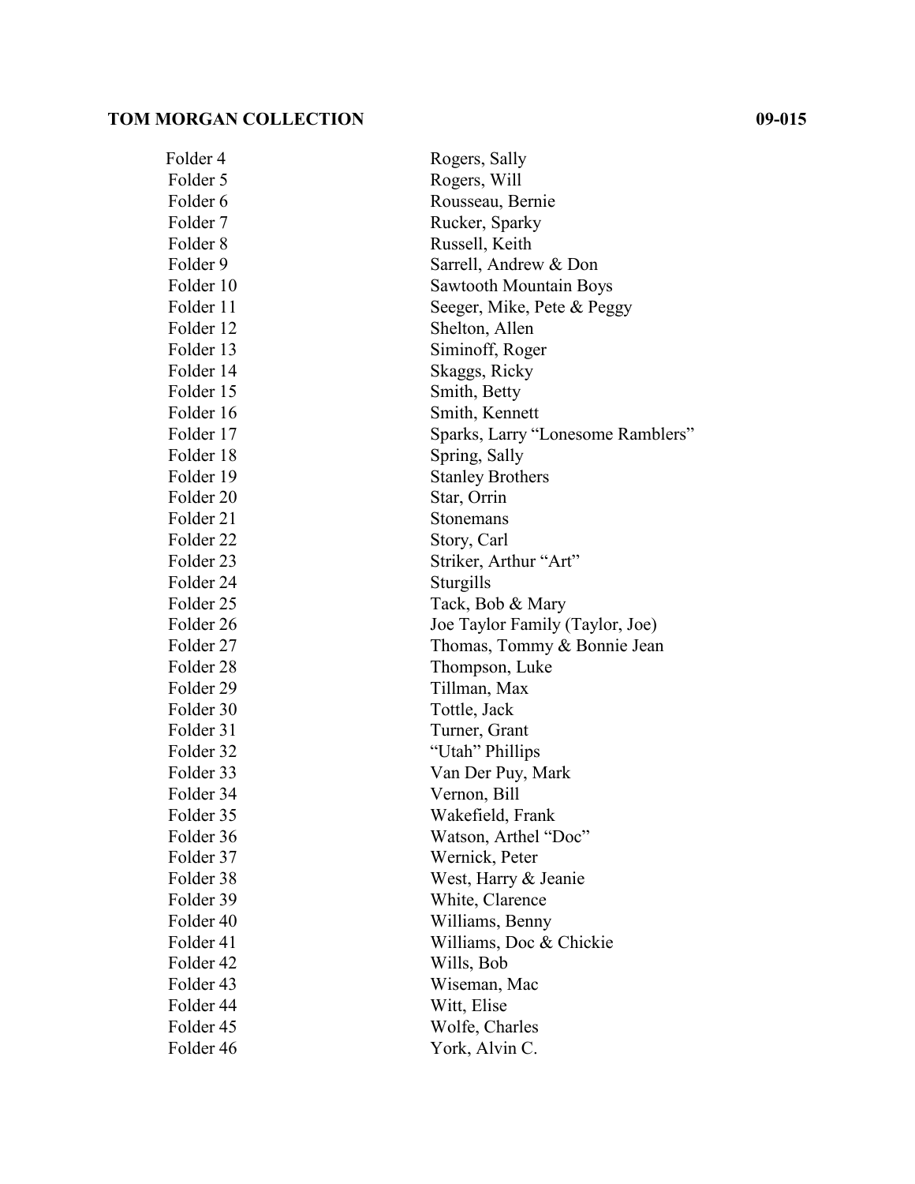**TOM MORGAN COLLECTION 09-015**

| | |
|---|---|
| Folder 4 | Rogers, Sally |
| Folder 5 | Rogers, Will |
| Folder 6 | Rousseau, Bernie |
| Folder 7 | Rucker, Sparky |
| Folder 8 | Russell, Keith |
| Folder 9 | Sarrell, Andrew & Don |
| Folder 10 | Sawtooth Mountain Boys |
| Folder 11 | Seeger, Mike, Pete & Peggy |
| Folder 12 | Shelton, Allen |
| Folder 13 | Siminoff, Roger |
| Folder 14 | Skaggs, Ricky |
| Folder 15 | Smith, Betty |
| Folder 16 | Smith, Kennett |
| Folder 17 | Sparks, Larry "Lonesome Ramblers" |
| Folder 18 | Spring, Sally |
| Folder 19 | Stanley Brothers |
| Folder 20 | Star, Orrin |
| Folder 21 | Stonemans |
| Folder 22 | Story, Carl |
| Folder 23 | Striker, Arthur "Art" |
| Folder 24 | Sturgills |
| Folder 25 | Tack, Bob & Mary |
| Folder 26 | Joe Taylor Family (Taylor, Joe) |
| Folder 27 | Thomas, Tommy & Bonnie Jean |
| Folder 28 | Thompson, Luke |
| Folder 29 | Tillman, Max |
| Folder 30 | Tottle, Jack |
| Folder 31 | Turner, Grant |
| Folder 32 | "Utah" Phillips |
| Folder 33 | Van Der Puy, Mark |
| Folder 34 | Vernon, Bill |
| Folder 35 | Wakefield, Frank |
| Folder 36 | Watson, Arthel "Doc" |
| Folder 37 | Wernick, Peter |
| Folder 38 | West, Harry & Jeanie |
| Folder 39 | White, Clarence |
| Folder 40 | Williams, Benny |
| Folder 41 | Williams, Doc & Chickie |
| Folder 42 | Wills, Bob |
| Folder 43 | Wiseman, Mac |
| Folder 44 | Witt, Elise |
| Folder 45 | Wolfe, Charles |
| Folder 46 | York, Alvin C. |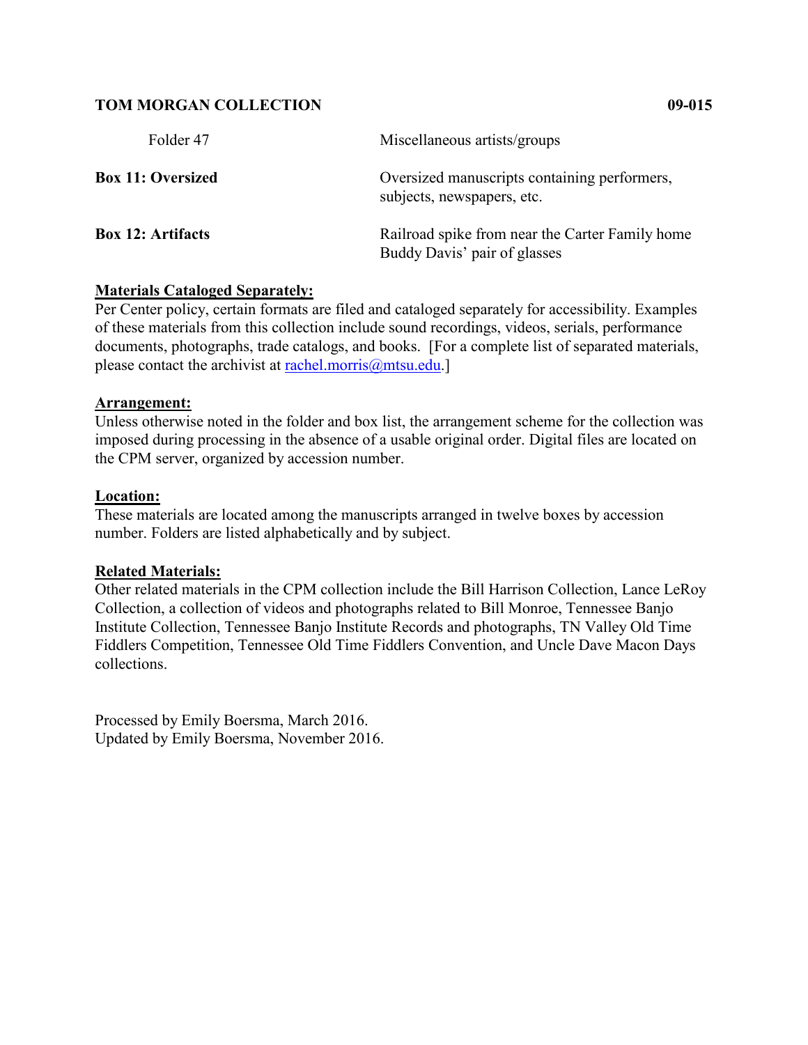| | |
|---|---|
| Folder 47 | Miscellaneous artists/groups |
| **Box 11: Oversized** | Oversized manuscripts containing performers, subjects, newspapers, etc. |
| **Box 12: Artifacts** | Railroad spike from near the Carter Family home<br>Buddy Davis' pair of glasses |

**Materials Cataloged Separately:**
Per Center policy, certain formats are filed and cataloged separately for accessibility. Examples of these materials from this collection include sound recordings, videos, serials, performance documents, photographs, trade catalogs, and books. [For a complete list of separated materials, please contact the archivist at rachel.morris@mtsu.edu.]

**Arrangement:**
Unless otherwise noted in the folder and box list, the arrangement scheme for the collection was imposed during processing in the absence of a usable original order. Digital files are located on the CPM server, organized by accession number.

**Location:**
These materials are located among the manuscripts arranged in twelve boxes by accession number. Folders are listed alphabetically and by subject.

**Related Materials:**
Other related materials in the CPM collection include the Bill Harrison Collection, Lance LeRoy Collection, a collection of videos and photographs related to Bill Monroe, Tennessee Banjo Institute Collection, Tennessee Banjo Institute Records and photographs, TN Valley Old Time Fiddlers Competition, Tennessee Old Time Fiddlers Convention, and Uncle Dave Macon Days collections.

Processed by Emily Boersma, March 2016.
Updated by Emily Boersma, November 2016.